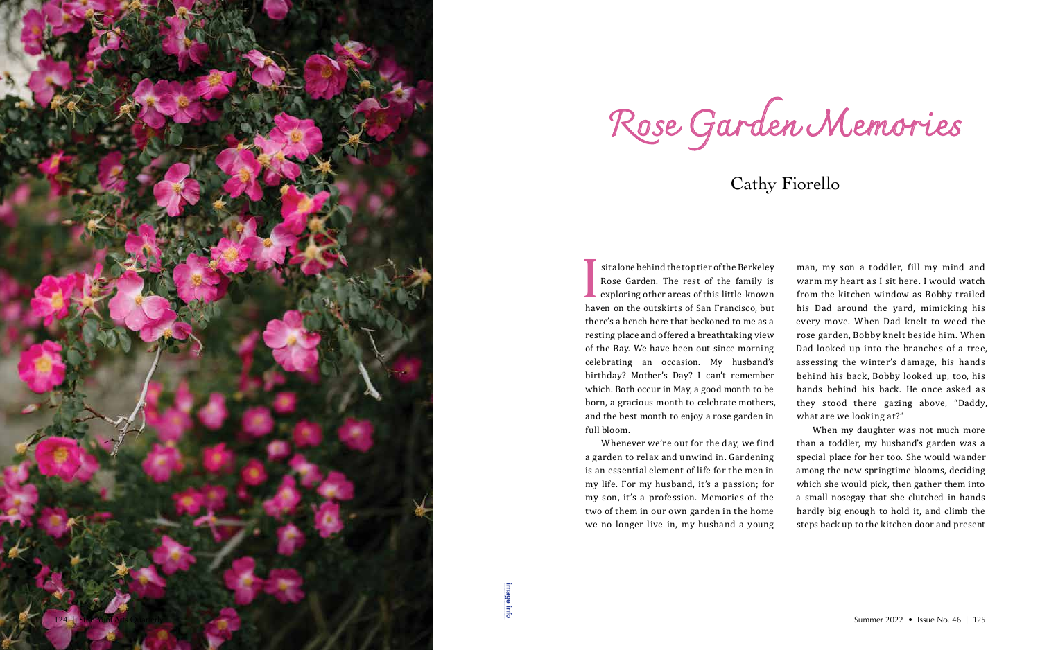# Rose Garden Memories

## Cathy Fiorello

I sit alone behind the top tier of the Berkeley Rose Garden. The rest of the family is exploring other areas of this little-known haven on the outskirts of San Francisco, but there's a bench here that beckoned to me as a resting place and offered a breathtaking view of the Bay. We have been out since morning celebrating an occasion. My husband's birthday? Mother's Day? I can't remember which. Both occur in May, a good month to be born, a gracious month to celebrate mothers, and the best month to enjoy a rose garden in full bloom.

Whenever we're out for the day, we find a garden to relax and unwind in. Gardening is an essential element of life for the men in my life. For my husband, it's a passion; for my son, it's a profession. Memories of the two of them in our own garden in the home we no longer live in, my husband a young man, my son a toddler, fill my mind and warm my heart as I sit here. I would watch from the kitchen window as Bobby trailed his Dad around the yard, mimicking his every move. When Dad knelt to weed the rose garden, Bobby knelt beside him. When Dad looked up into the branches of a tree, assessing the winter's damage, his hands behind his back, Bobby looked up, too, his hands behind his back. He once asked as they stood there gazing above, "Daddy, what are we looking at?"

When my daughter was not much more than a toddler, my husband's garden was a special place for her too. She would wander among the new springtime blooms, deciding which she would pick, then gather them into a small nosegay that she clutched in hands hardly big enough to hold it, and climb the steps back up to the kitchen door and present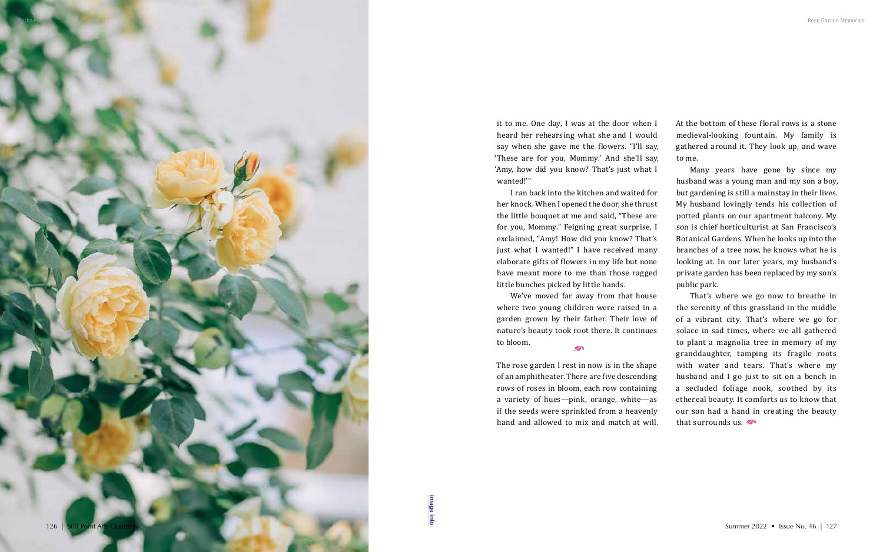it to me. One day, I was at the door when I heard her rehearsing what she and I would say when she gave me the flowers. "I'll say, 'These are for you, Mommy.' And she'll say, 'Amy, how did you know? That's just what I wanted!'"

I ran back into the kitchen and waited for her knock. When I opened the door, she thrust the little bouquet at me and said, "These are for you, Mommy." Feigning great surprise, I exclaimed, "Amy! How did you know? That's just what I wanted!" I have received many elaborate gifts of flowers in my life but none have meant more to me than those ragged little bunches picked by little hands.

We've moved far away from that house where two young children were raised in a garden grown by their father. Their love of nature's beauty took root there. It continues to bloom.

The rose garden I rest in now is in the shape of an amphitheater. There are five descending rows of roses in bloom, each row containing a variety of hues—pink, orange, white—as if the seeds were sprinkled from a heavenly hand and allowed to mix and match at will. At the bottom of these floral rows is a stone medieval-looking fountain. My family is gathered around it. They look up, and wave to me.

Many years have gone by since my husband was a young man and my son a boy, but gardening is still a mainstay in their lives. My husband lovingly tends his collection of potted plants on our apartment balcony. My son is chief horticulturist at San Francisco's Botanical Gardens. When he looks up into the branches of a tree now, he knows what he is looking at. In our later years, my husband's private garden has been replaced by my son's public park.

That's where we go now to breathe in the serenity of this grassland in the middle of a vibrant city. That's where we go for solace in sad times, where we all gathered to plant a magnolia tree in memory of my granddaughter, tamping its fragile roots with water and tears. That's where my husband and I go just to sit on a bench in a secluded foliage nook, soothed by its ethereal beauty. It comforts us to know that our son had a hand in creating the beauty that surrounds us.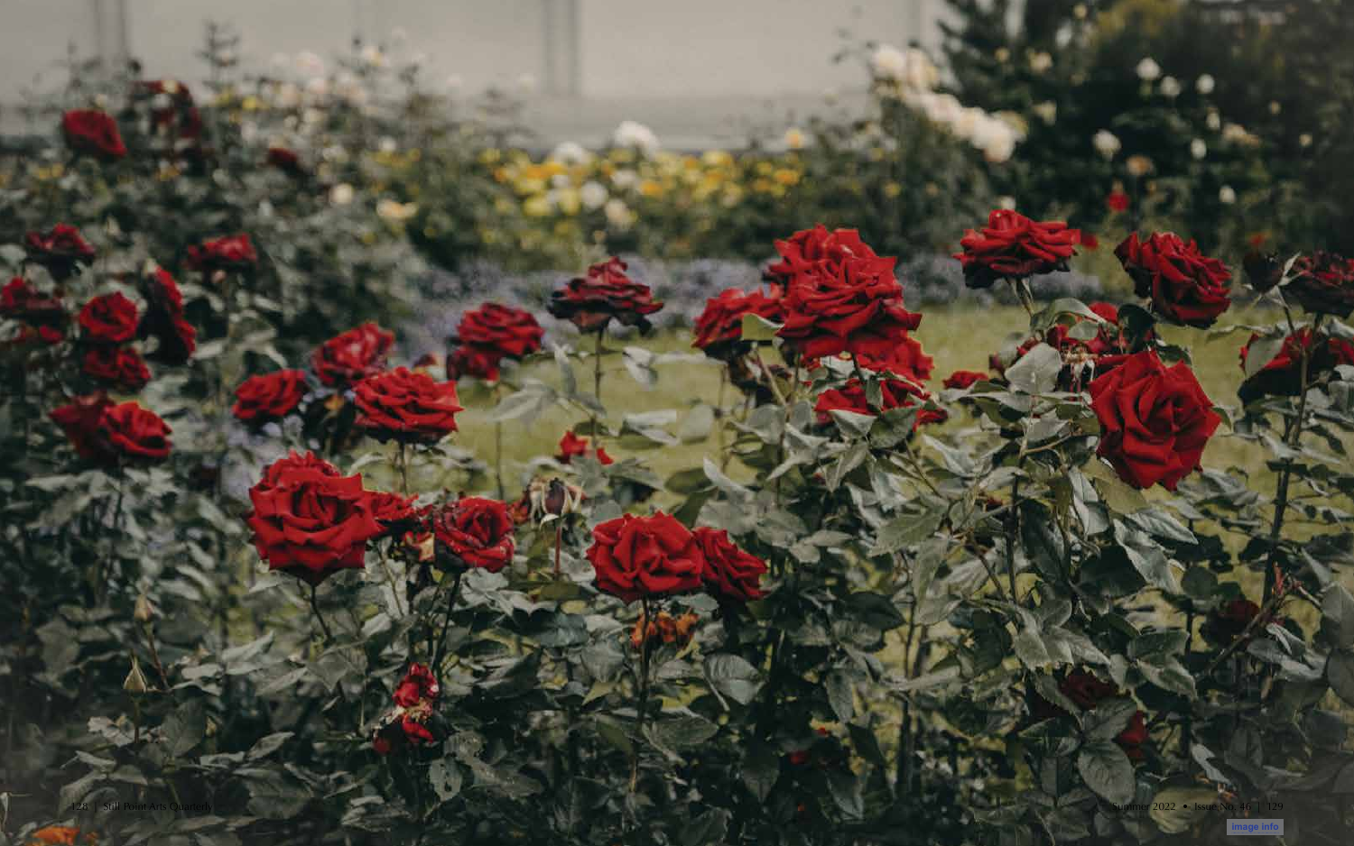Image info